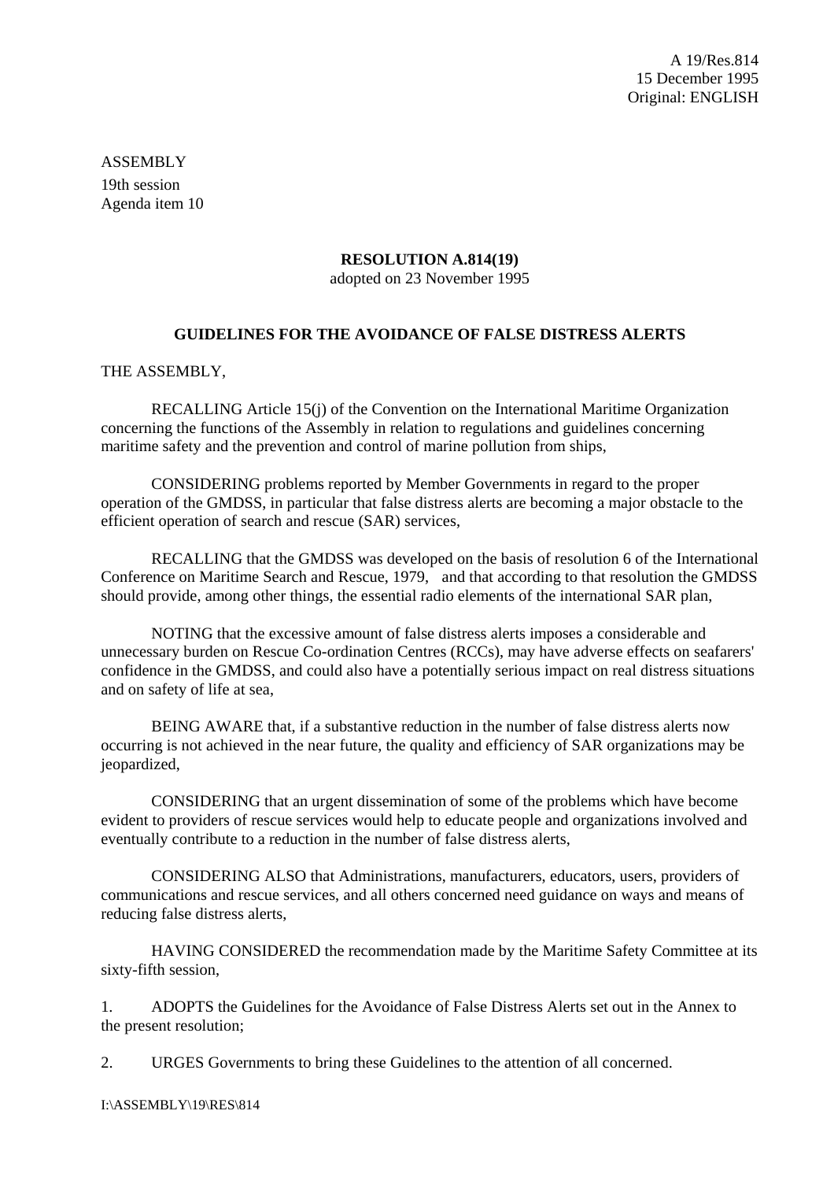A 19/Res.814
15 December 1995
Original: ENGLISH

ASSEMBLY
19th session
Agenda item 10

**RESOLUTION A.814(19)**
adopted on 23 November 1995

**GUIDELINES FOR THE AVOIDANCE OF FALSE DISTRESS ALERTS**

THE ASSEMBLY,

RECALLING Article 15(j) of the Convention on the International Maritime Organization concerning the functions of the Assembly in relation to regulations and guidelines concerning maritime safety and the prevention and control of marine pollution from ships,

CONSIDERING problems reported by Member Governments in regard to the proper operation of the GMDSS, in particular that false distress alerts are becoming a major obstacle to the efficient operation of search and rescue (SAR) services,

RECALLING that the GMDSS was developed on the basis of resolution 6 of the International Conference on Maritime Search and Rescue, 1979, and that according to that resolution the GMDSS should provide, among other things, the essential radio elements of the international SAR plan,

NOTING that the excessive amount of false distress alerts imposes a considerable and unnecessary burden on Rescue Co-ordination Centres (RCCs), may have adverse effects on seafarers' confidence in the GMDSS, and could also have a potentially serious impact on real distress situations and on safety of life at sea,

BEING AWARE that, if a substantive reduction in the number of false distress alerts now occurring is not achieved in the near future, the quality and efficiency of SAR organizations may be jeopardized,

CONSIDERING that an urgent dissemination of some of the problems which have become evident to providers of rescue services would help to educate people and organizations involved and eventually contribute to a reduction in the number of false distress alerts,

CONSIDERING ALSO that Administrations, manufacturers, educators, users, providers of communications and rescue services, and all others concerned need guidance on ways and means of reducing false distress alerts,

HAVING CONSIDERED the recommendation made by the Maritime Safety Committee at its sixty-fifth session,

1. ADOPTS the Guidelines for the Avoidance of False Distress Alerts set out in the Annex to the present resolution;

2. URGES Governments to bring these Guidelines to the attention of all concerned.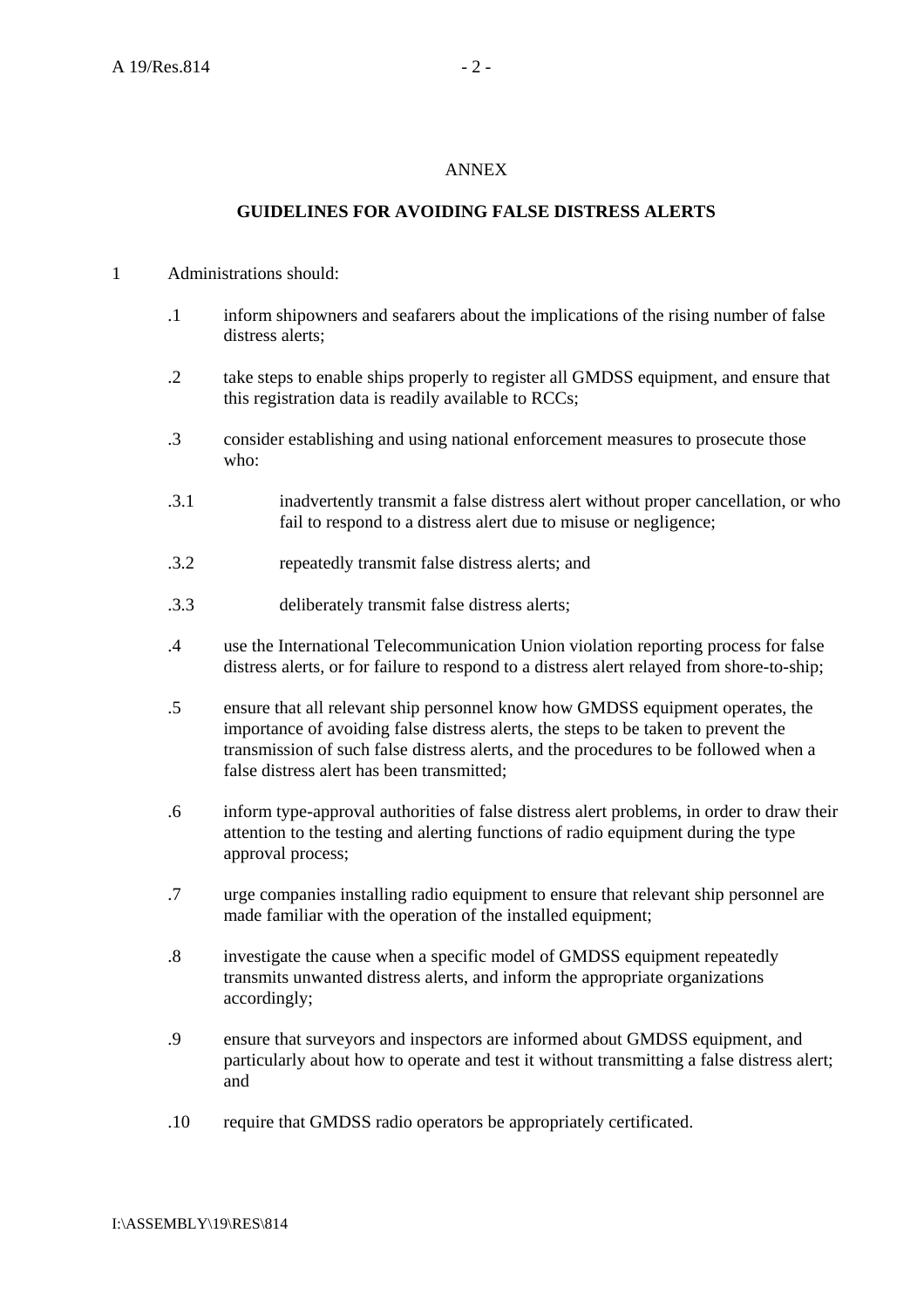ANNEX

**GUIDELINES FOR AVOIDING FALSE DISTRESS ALERTS**

1 Administrations should:

.1 inform shipowners and seafarers about the implications of the rising number of false distress alerts;

.2 take steps to enable ships properly to register all GMDSS equipment, and ensure that this registration data is readily available to RCCs;

.3 consider establishing and using national enforcement measures to prosecute those who:

.3.1 inadvertently transmit a false distress alert without proper cancellation, or who fail to respond to a distress alert due to misuse or negligence;

.3.2 repeatedly transmit false distress alerts; and

.3.3 deliberately transmit false distress alerts;

.4 use the International Telecommunication Union violation reporting process for false distress alerts, or for failure to respond to a distress alert relayed from shore-to-ship;

.5 ensure that all relevant ship personnel know how GMDSS equipment operates, the importance of avoiding false distress alerts, the steps to be taken to prevent the transmission of such false distress alerts, and the procedures to be followed when a false distress alert has been transmitted;

.6 inform type-approval authorities of false distress alert problems, in order to draw their attention to the testing and alerting functions of radio equipment during the type approval process;

.7 urge companies installing radio equipment to ensure that relevant ship personnel are made familiar with the operation of the installed equipment;

.8 investigate the cause when a specific model of GMDSS equipment repeatedly transmits unwanted distress alerts, and inform the appropriate organizations accordingly;

.9 ensure that surveyors and inspectors are informed about GMDSS equipment, and particularly about how to operate and test it without transmitting a false distress alert; and

.10 require that GMDSS radio operators be appropriately certificated.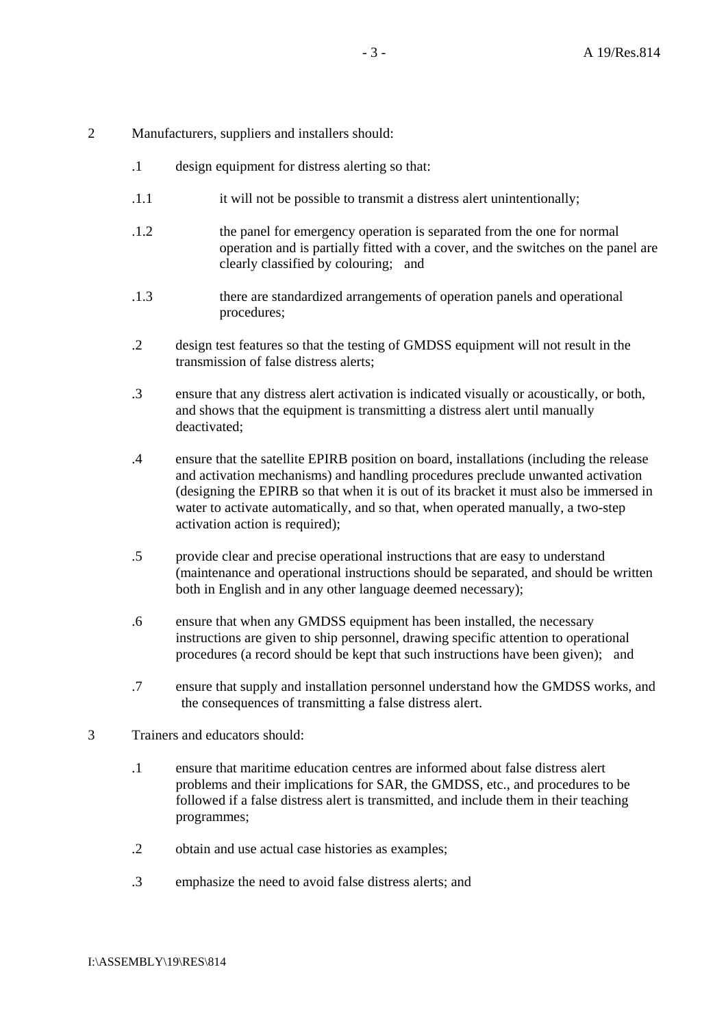2 Manufacturers, suppliers and installers should:

.1 design equipment for distress alerting so that:

.1.1 it will not be possible to transmit a distress alert unintentionally;

.1.2 the panel for emergency operation is separated from the one for normal operation and is partially fitted with a cover, and the switches on the panel are clearly classified by colouring; and

.1.3 there are standardized arrangements of operation panels and operational procedures;

.2 design test features so that the testing of GMDSS equipment will not result in the transmission of false distress alerts;

.3 ensure that any distress alert activation is indicated visually or acoustically, or both, and shows that the equipment is transmitting a distress alert until manually deactivated;

.4 ensure that the satellite EPIRB position on board, installations (including the release and activation mechanisms) and handling procedures preclude unwanted activation (designing the EPIRB so that when it is out of its bracket it must also be immersed in water to activate automatically, and so that, when operated manually, a two-step activation action is required);

.5 provide clear and precise operational instructions that are easy to understand (maintenance and operational instructions should be separated, and should be written both in English and in any other language deemed necessary);

.6 ensure that when any GMDSS equipment has been installed, the necessary instructions are given to ship personnel, drawing specific attention to operational procedures (a record should be kept that such instructions have been given); and

.7 ensure that supply and installation personnel understand how the GMDSS works, and the consequences of transmitting a false distress alert.

3 Trainers and educators should:

.1 ensure that maritime education centres are informed about false distress alert problems and their implications for SAR, the GMDSS, etc., and procedures to be followed if a false distress alert is transmitted, and include them in their teaching programmes;

.2 obtain and use actual case histories as examples;

.3 emphasize the need to avoid false distress alerts; and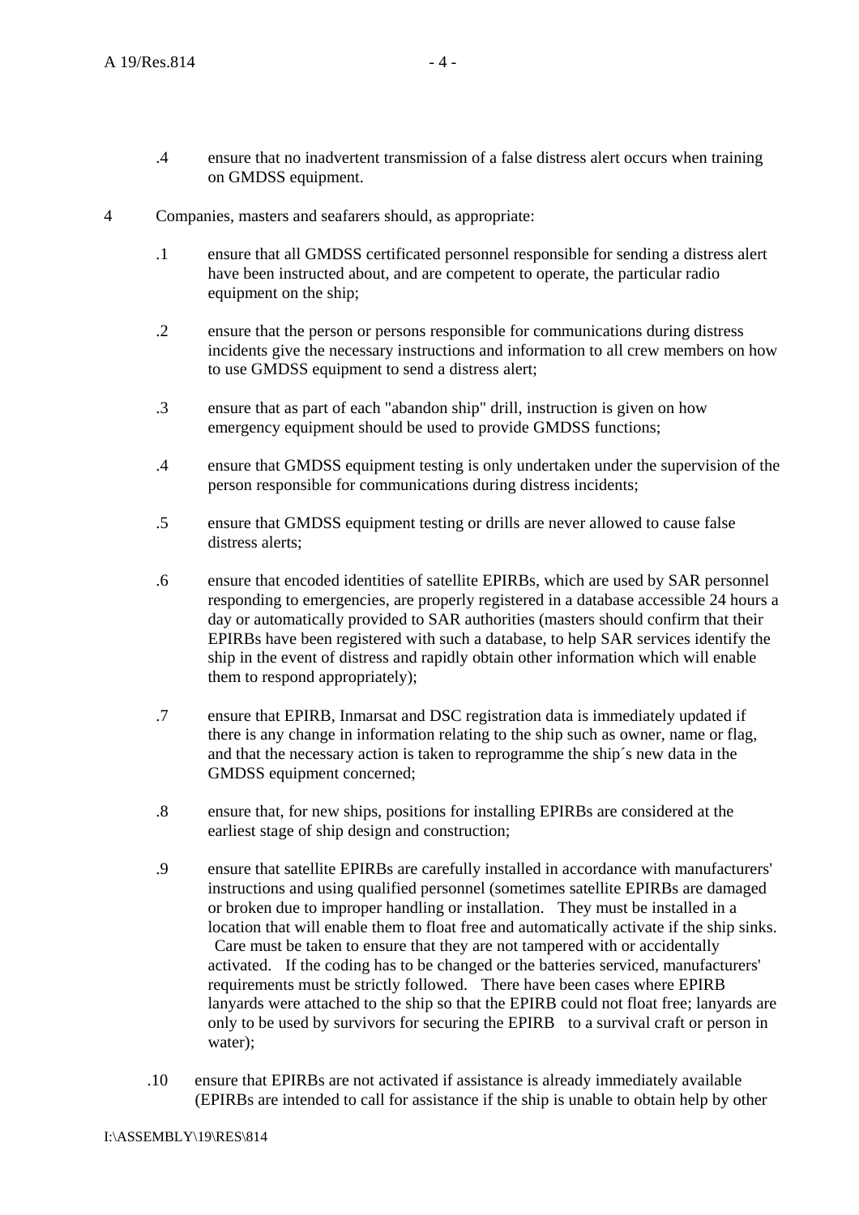.4 ensure that no inadvertent transmission of a false distress alert occurs when training on GMDSS equipment.

4 Companies, masters and seafarers should, as appropriate:

.1 ensure that all GMDSS certificated personnel responsible for sending a distress alert have been instructed about, and are competent to operate, the particular radio equipment on the ship;

.2 ensure that the person or persons responsible for communications during distress incidents give the necessary instructions and information to all crew members on how to use GMDSS equipment to send a distress alert;

.3 ensure that as part of each "abandon ship" drill, instruction is given on how emergency equipment should be used to provide GMDSS functions;

.4 ensure that GMDSS equipment testing is only undertaken under the supervision of the person responsible for communications during distress incidents;

.5 ensure that GMDSS equipment testing or drills are never allowed to cause false distress alerts;

.6 ensure that encoded identities of satellite EPIRBs, which are used by SAR personnel responding to emergencies, are properly registered in a database accessible 24 hours a day or automatically provided to SAR authorities (masters should confirm that their EPIRBs have been registered with such a database, to help SAR services identify the ship in the event of distress and rapidly obtain other information which will enable them to respond appropriately);

.7 ensure that EPIRB, Inmarsat and DSC registration data is immediately updated if there is any change in information relating to the ship such as owner, name or flag, and that the necessary action is taken to reprogramme the ship´s new data in the GMDSS equipment concerned;

.8 ensure that, for new ships, positions for installing EPIRBs are considered at the earliest stage of ship design and construction;

.9 ensure that satellite EPIRBs are carefully installed in accordance with manufacturers' instructions and using qualified personnel (sometimes satellite EPIRBs are damaged or broken due to improper handling or installation. They must be installed in a location that will enable them to float free and automatically activate if the ship sinks. Care must be taken to ensure that they are not tampered with or accidentally activated. If the coding has to be changed or the batteries serviced, manufacturers' requirements must be strictly followed. There have been cases where EPIRB lanyards were attached to the ship so that the EPIRB could not float free; lanyards are only to be used by survivors for securing the EPIRB to a survival craft or person in water);

.10 ensure that EPIRBs are not activated if assistance is already immediately available (EPIRBs are intended to call for assistance if the ship is unable to obtain help by other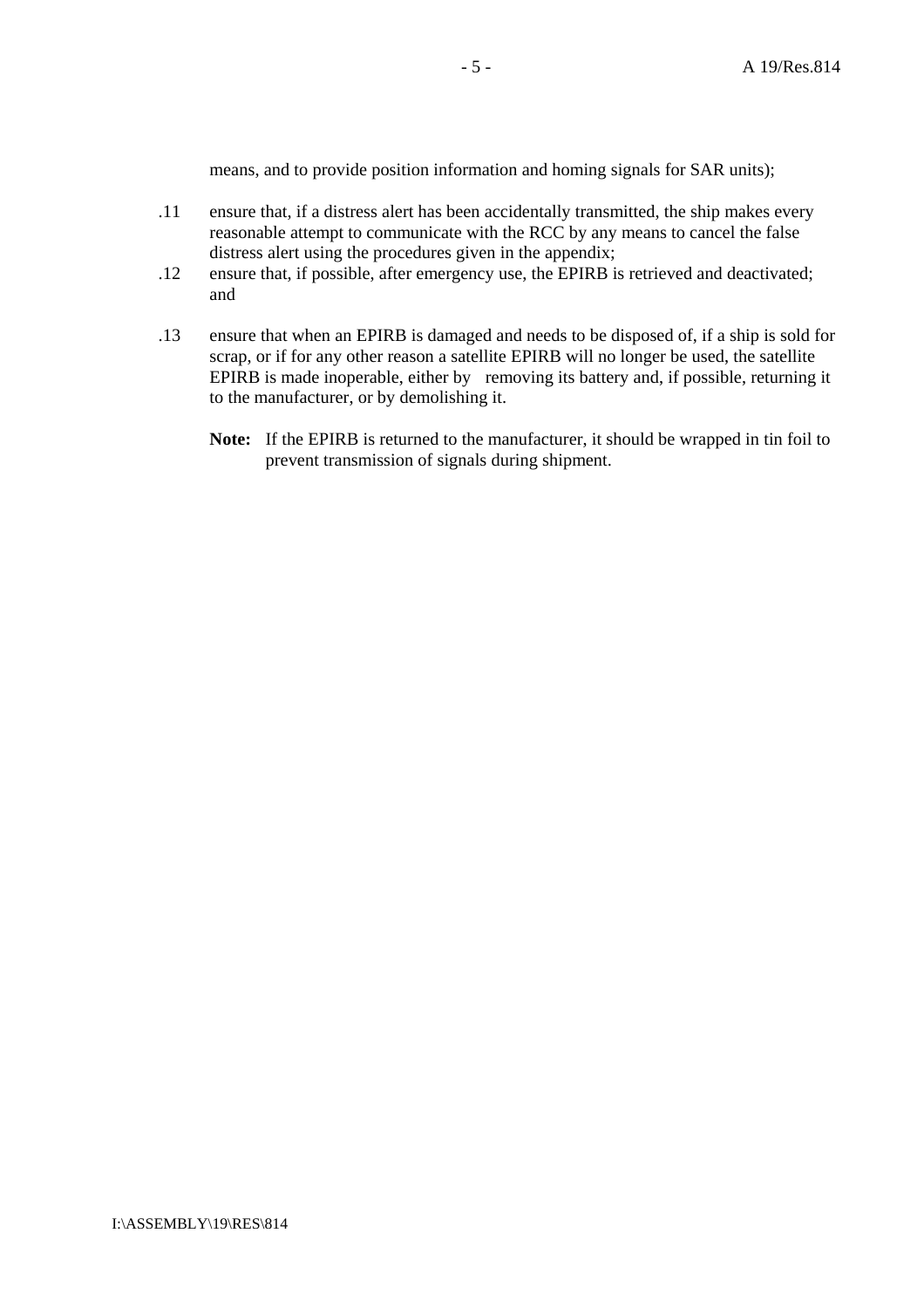means, and to provide position information and homing signals for SAR units);

.11 ensure that, if a distress alert has been accidentally transmitted, the ship makes every reasonable attempt to communicate with the RCC by any means to cancel the false distress alert using the procedures given in the appendix;

.12 ensure that, if possible, after emergency use, the EPIRB is retrieved and deactivated; and

.13 ensure that when an EPIRB is damaged and needs to be disposed of, if a ship is sold for scrap, or if for any other reason a satellite EPIRB will no longer be used, the satellite EPIRB is made inoperable, either by removing its battery and, if possible, returning it to the manufacturer, or by demolishing it.

**Note:** If the EPIRB is returned to the manufacturer, it should be wrapped in tin foil to prevent transmission of signals during shipment.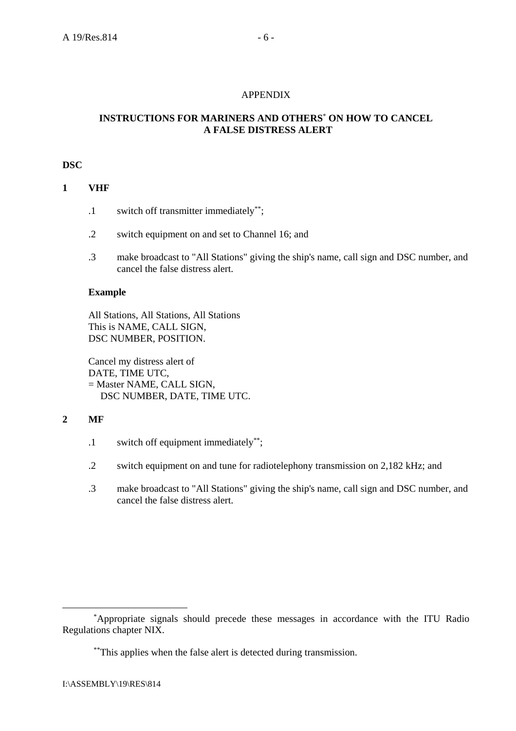APPENDIX

## INSTRUCTIONS FOR MARINERS AND OTHERS[*] ON HOW TO CANCEL A FALSE DISTRESS ALERT

**DSC**

**1 VHF**

.1 switch off transmitter immediately[**];

.2 switch equipment on and set to Channel 16; and

.3 make broadcast to "All Stations" giving the ship's name, call sign and DSC number, and cancel the false distress alert.

**Example**

All Stations, All Stations, All Stations
This is NAME, CALL SIGN,
DSC NUMBER, POSITION.

Cancel my distress alert of
DATE, TIME UTC,
= Master NAME, CALL SIGN,
DSC NUMBER, DATE, TIME UTC.

**2 MF**

.1 switch off equipment immediately[**];

.2 switch equipment on and tune for radiotelephony transmission on 2,182 kHz; and

.3 make broadcast to "All Stations" giving the ship's name, call sign and DSC number, and cancel the false distress alert.

---

[*] Appropriate signals should precede these messages in accordance with the ITU Radio Regulations chapter NIX.

[**] This applies when the false alert is detected during transmission.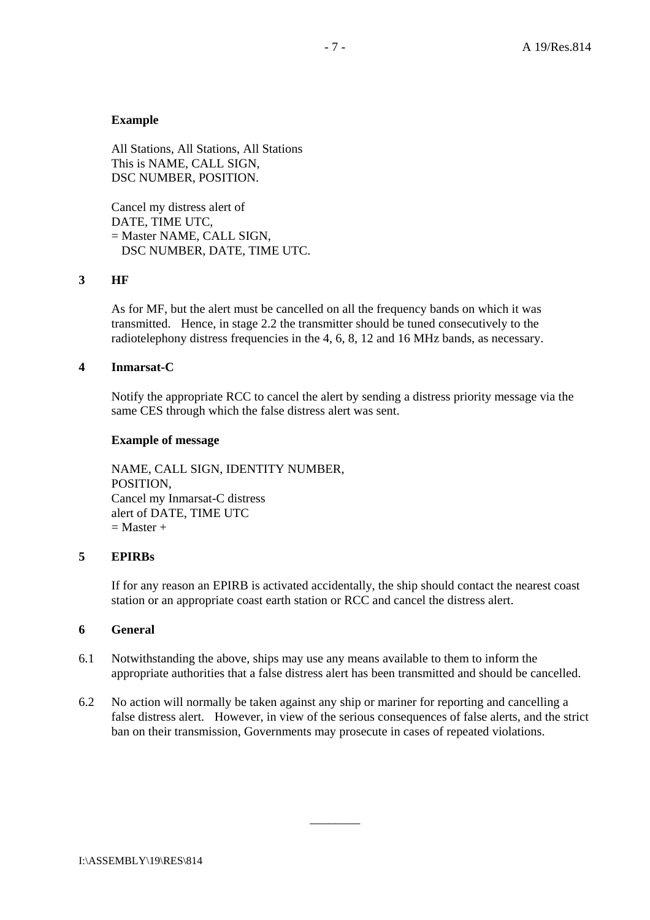**Example**

All Stations, All Stations, All Stations  
This is NAME, CALL SIGN,  
DSC NUMBER, POSITION.

Cancel my distress alert of  
DATE, TIME UTC,  
= Master NAME, CALL SIGN,  
DSC NUMBER, DATE, TIME UTC.

## 3 HF

As for MF, but the alert must be cancelled on all the frequency bands on which it was transmitted. Hence, in stage 2.2 the transmitter should be tuned consecutively to the radiotelephony distress frequencies in the 4, 6, 8, 12 and 16 MHz bands, as necessary.

## 4 Inmarsat-C

Notify the appropriate RCC to cancel the alert by sending a distress priority message via the same CES through which the false distress alert was sent.

**Example of message**

NAME, CALL SIGN, IDENTITY NUMBER,  
POSITION,  
Cancel my Inmarsat-C distress  
alert of DATE, TIME UTC  
= Master +

## 5 EPIRBs

If for any reason an EPIRB is activated accidentally, the ship should contact the nearest coast station or an appropriate coast earth station or RCC and cancel the distress alert.

## 6 General

6.1 Notwithstanding the above, ships may use any means available to them to inform the appropriate authorities that a false distress alert has been transmitted and should be cancelled.

6.2 No action will normally be taken against any ship or mariner for reporting and cancelling a false distress alert. However, in view of the serious consequences of false alerts, and the strict ban on their transmission, Governments may prosecute in cases of repeated violations.

---

I:\ASSEMBLY\19\RES\814